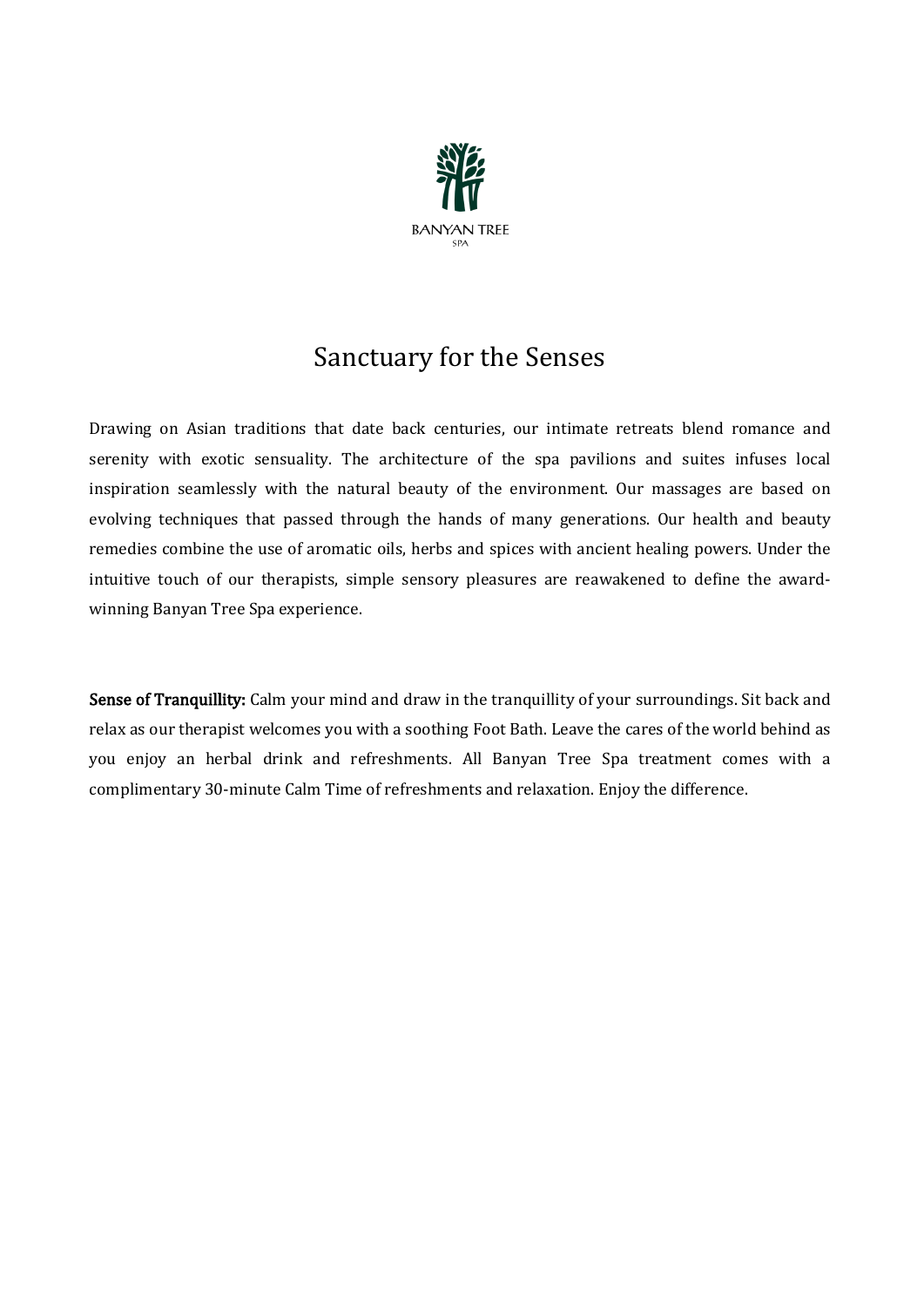BANYAN TREE

SPA

# Sanctuary for the Senses

Drawing on Asian traditions that date back centuries, our intimate retreats blend romance and serenity with exotic sensuality. The architecture of the spa pavilions and suites infuses local inspiration seamlessly with the natural beauty of the environment. Our massages are based on evolving techniques that passed through the hands of many generations. Our health and beauty remedies combine the use of aromatic oils, herbs and spices with ancient healing powers. Under the intuitive touch of our therapists, simple sensory pleasures are reawakened to define the award-winning Banyan Tree Spa experience.

**Sense of Tranquillity:** Calm your mind and draw in the tranquillity of your surroundings. Sit back and relax as our therapist welcomes you with a soothing Foot Bath. Leave the cares of the world behind as you enjoy an herbal drink and refreshments. All Banyan Tree Spa treatment comes with a complimentary 30-minute Calm Time of refreshments and relaxation. Enjoy the difference.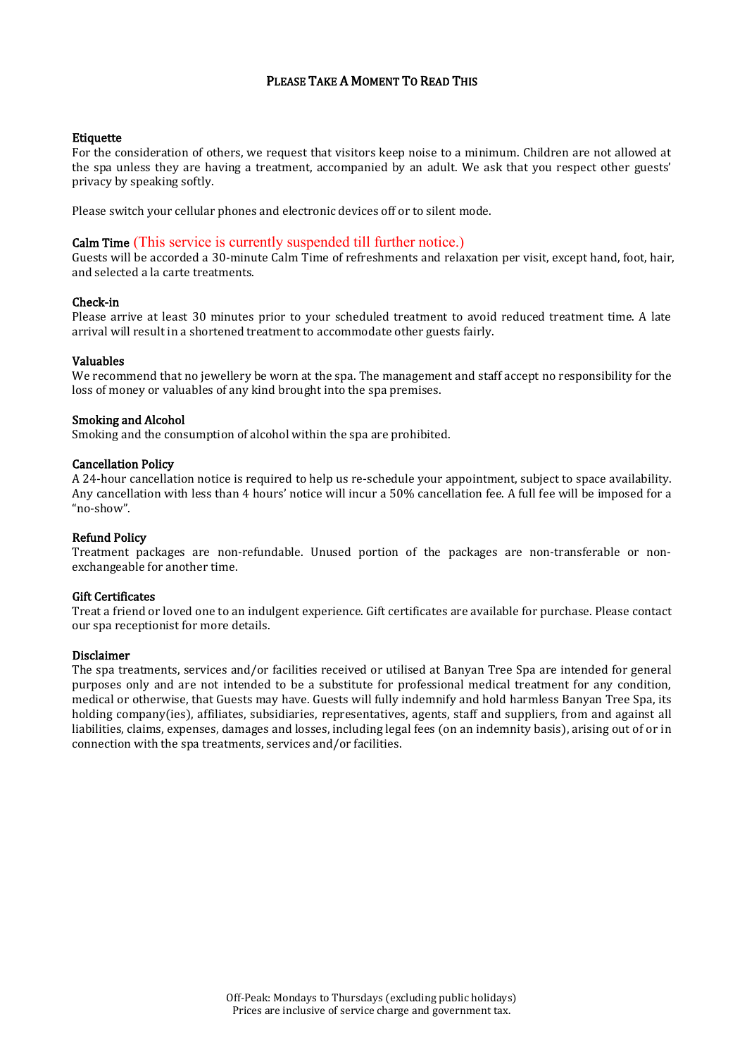# PLEASE TAKE A MOMENT TO READ THIS

## Etiquette

For the consideration of others, we request that visitors keep noise to a minimum. Children are not allowed at the spa unless they are having a treatment, accompanied by an adult. We ask that you respect other guests' privacy by speaking softly.

Please switch your cellular phones and electronic devices off or to silent mode.

## Calm Time (This service is currently suspended till further notice.)

Guests will be accorded a 30-minute Calm Time of refreshments and relaxation per visit, except hand, foot, hair, and selected a la carte treatments.

## Check-in

Please arrive at least 30 minutes prior to your scheduled treatment to avoid reduced treatment time. A late arrival will result in a shortened treatment to accommodate other guests fairly.

## Valuables

We recommend that no jewellery be worn at the spa. The management and staff accept no responsibility for the loss of money or valuables of any kind brought into the spa premises.

## Smoking and Alcohol

Smoking and the consumption of alcohol within the spa are prohibited.

## Cancellation Policy

A 24-hour cancellation notice is required to help us re-schedule your appointment, subject to space availability. Any cancellation with less than 4 hours' notice will incur a 50% cancellation fee. A full fee will be imposed for a "no-show".

## Refund Policy

Treatment packages are non-refundable. Unused portion of the packages are non-transferable or non-exchangeable for another time.

## Gift Certificates

Treat a friend or loved one to an indulgent experience. Gift certificates are available for purchase. Please contact our spa receptionist for more details.

## Disclaimer

The spa treatments, services and/or facilities received or utilised at Banyan Tree Spa are intended for general purposes only and are not intended to be a substitute for professional medical treatment for any condition, medical or otherwise, that Guests may have. Guests will fully indemnify and hold harmless Banyan Tree Spa, its holding company(ies), affiliates, subsidiaries, representatives, agents, staff and suppliers, from and against all liabilities, claims, expenses, damages and losses, including legal fees (on an indemnity basis), arising out of or in connection with the spa treatments, services and/or facilities.

Off-Peak: Mondays to Thursdays (excluding public holidays)
Prices are inclusive of service charge and government tax.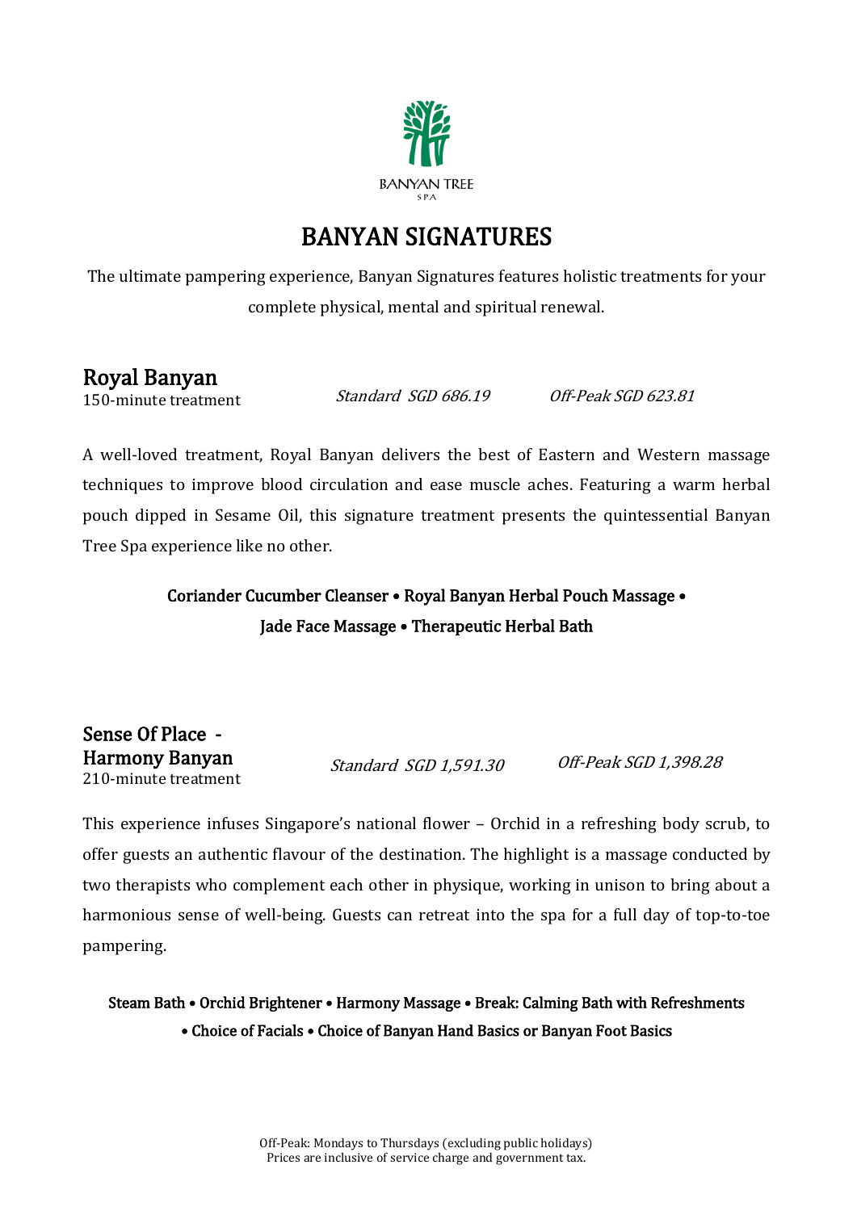BANYAN TREE
SPA

# BANYAN SIGNATURES

The ultimate pampering experience, Banyan Signatures features holistic treatments for your complete physical, mental and spiritual renewal.

## Royal Banyan

150-minute treatment *Standard SGD 686.19* *Off-Peak SGD 623.81*

A well-loved treatment, Royal Banyan delivers the best of Eastern and Western massage techniques to improve blood circulation and ease muscle aches. Featuring a warm herbal pouch dipped in Sesame Oil, this signature treatment presents the quintessential Banyan Tree Spa experience like no other.

**Coriander Cucumber Cleanser • Royal Banyan Herbal Pouch Massage • Jade Face Massage • Therapeutic Herbal Bath**

## Sense Of Place - Harmony Banyan

210-minute treatment *Standard SGD 1,591.30* *Off-Peak SGD 1,398.28*

This experience infuses Singapore's national flower – Orchid in a refreshing body scrub, to offer guests an authentic flavour of the destination. The highlight is a massage conducted by two therapists who complement each other in physique, working in unison to bring about a harmonious sense of well-being. Guests can retreat into the spa for a full day of top-to-toe pampering.

**Steam Bath • Orchid Brightener • Harmony Massage • Break: Calming Bath with Refreshments • Choice of Facials • Choice of Banyan Hand Basics or Banyan Foot Basics**

Off-Peak: Mondays to Thursdays (excluding public holidays)
Prices are inclusive of service charge and government tax.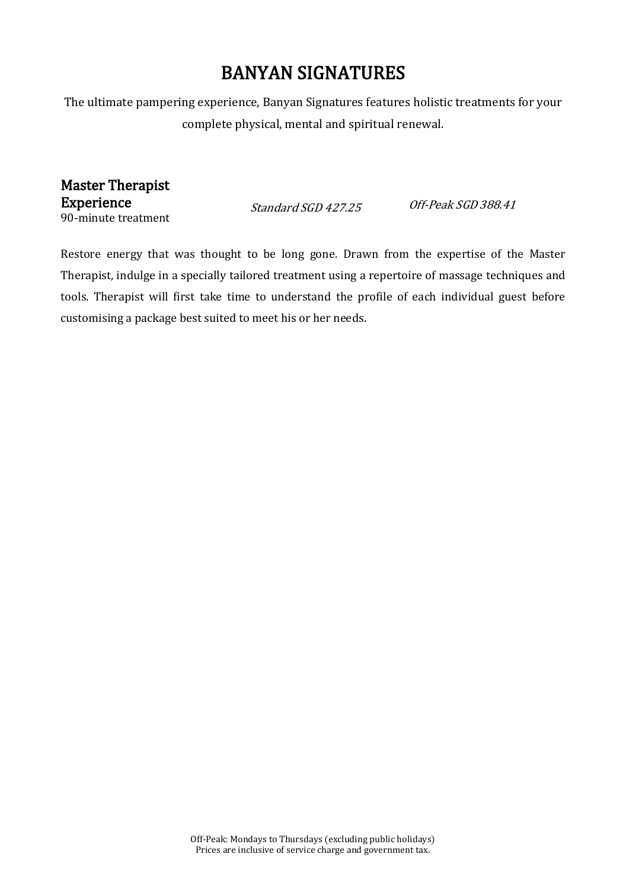# BANYAN SIGNATURES

The ultimate pampering experience, Banyan Signatures features holistic treatments for your complete physical, mental and spiritual renewal.

## Master Therapist Experience

90-minute treatment

*Standard SGD 427.25* *Off-Peak SGD 388.41*

Restore energy that was thought to be long gone. Drawn from the expertise of the Master Therapist, indulge in a specially tailored treatment using a repertoire of massage techniques and tools. Therapist will first take time to understand the profile of each individual guest before customising a package best suited to meet his or her needs.

Off-Peak: Mondays to Thursdays (excluding public holidays)
Prices are inclusive of service charge and government tax.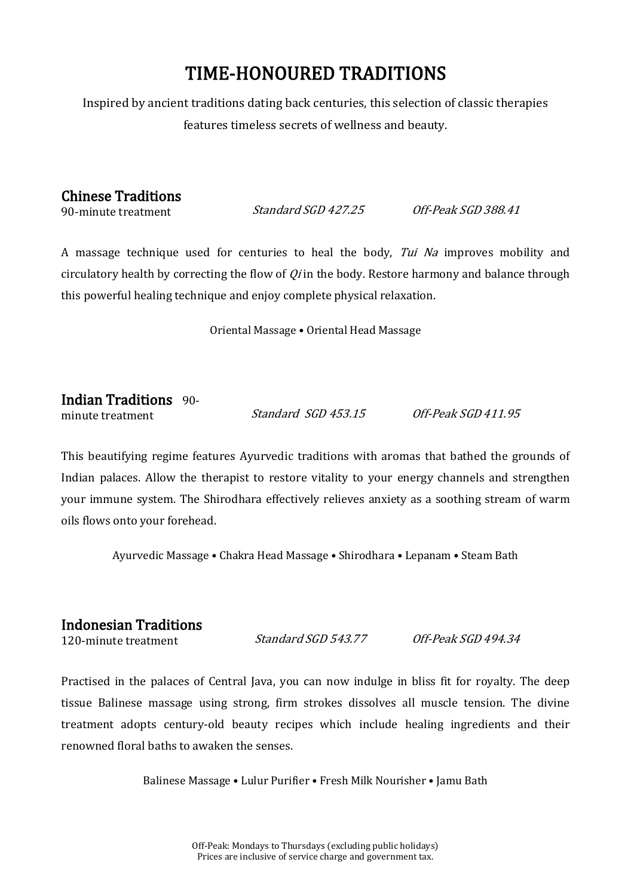# TIME-HONOURED TRADITIONS

Inspired by ancient traditions dating back centuries, this selection of classic therapies features timeless secrets of wellness and beauty.

## Chinese Traditions

90-minute treatment *Standard SGD 427.25* *Off-Peak SGD 388.41*

A massage technique used for centuries to heal the body, *Tui Na* improves mobility and circulatory health by correcting the flow of *Qi* in the body. Restore harmony and balance through this powerful healing technique and enjoy complete physical relaxation.

Oriental Massage • Oriental Head Massage

## Indian Traditions

90-minute treatment *Standard SGD 453.15* *Off-Peak SGD 411.95*

This beautifying regime features Ayurvedic traditions with aromas that bathed the grounds of Indian palaces. Allow the therapist to restore vitality to your energy channels and strengthen your immune system. The Shirodhara effectively relieves anxiety as a soothing stream of warm oils flows onto your forehead.

Ayurvedic Massage • Chakra Head Massage • Shirodhara • Lepanam • Steam Bath

## Indonesian Traditions

120-minute treatment *Standard SGD 543.77* *Off-Peak SGD 494.34*

Practised in the palaces of Central Java, you can now indulge in bliss fit for royalty. The deep tissue Balinese massage using strong, firm strokes dissolves all muscle tension. The divine treatment adopts century-old beauty recipes which include healing ingredients and their renowned floral baths to awaken the senses.

Balinese Massage • Lulur Purifier • Fresh Milk Nourisher • Jamu Bath

Off-Peak: Mondays to Thursdays (excluding public holidays)
Prices are inclusive of service charge and government tax.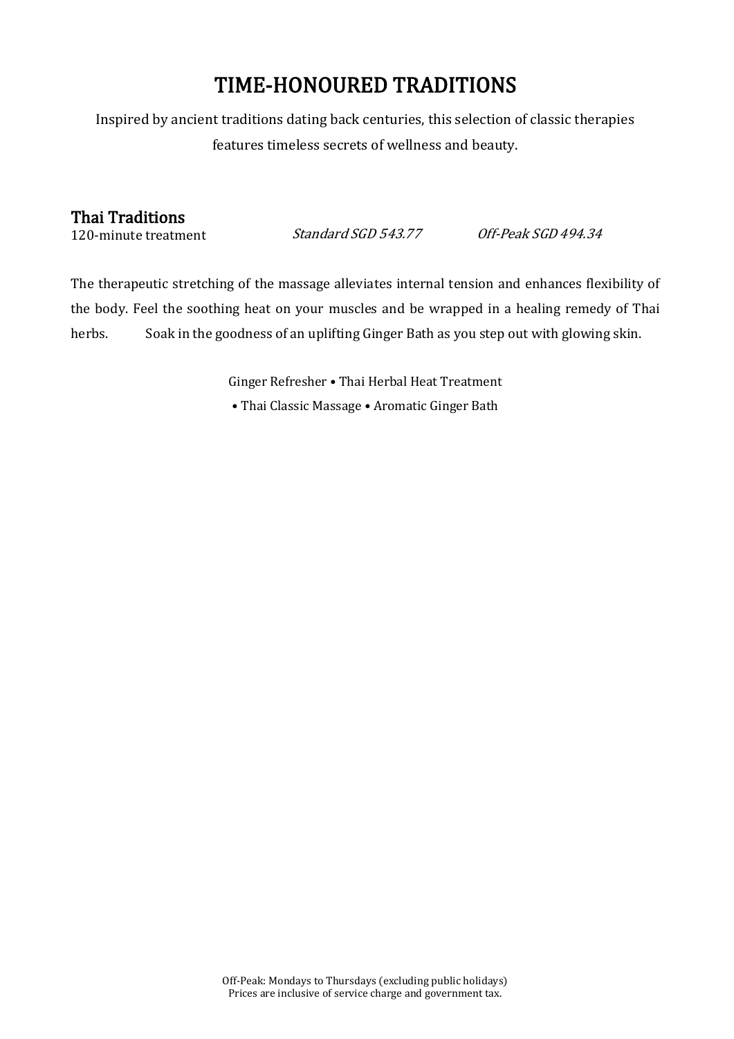# TIME-HONOURED TRADITIONS

Inspired by ancient traditions dating back centuries, this selection of classic therapies features timeless secrets of wellness and beauty.

## Thai Traditions

120-minute treatment *Standard SGD 543.77* *Off-Peak SGD 494.34*

The therapeutic stretching of the massage alleviates internal tension and enhances flexibility of the body. Feel the soothing heat on your muscles and be wrapped in a healing remedy of Thai herbs. Soak in the goodness of an uplifting Ginger Bath as you step out with glowing skin.

Ginger Refresher • Thai Herbal Heat Treatment • Thai Classic Massage • Aromatic Ginger Bath

Off-Peak: Mondays to Thursdays (excluding public holidays)
Prices are inclusive of service charge and government tax.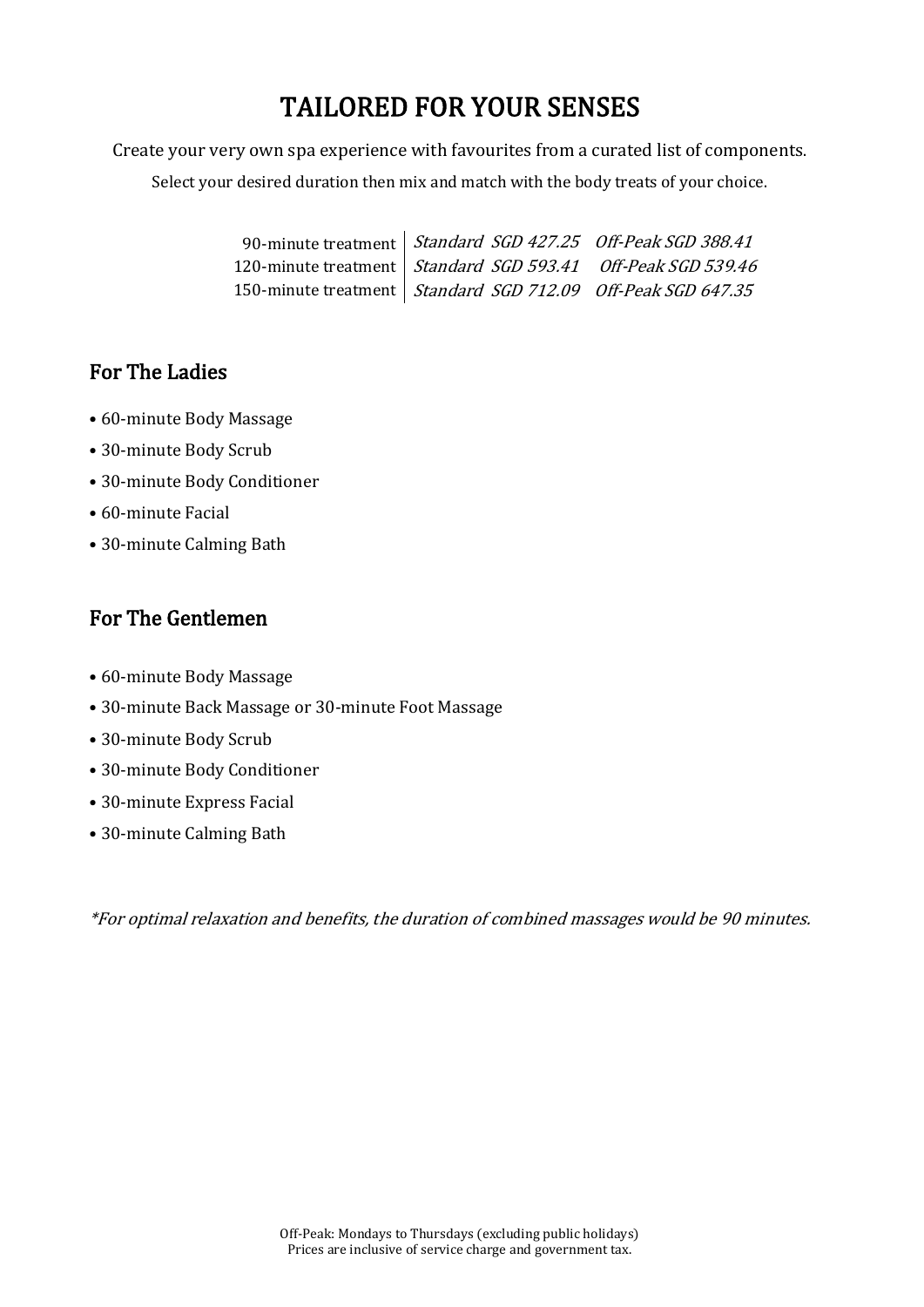# TAILORED FOR YOUR SENSES

Create your very own spa experience with favourites from a curated list of components.

Select your desired duration then mix and match with the body treats of your choice.

| | | |
|---|---|---|
| 90-minute treatment | *Standard SGD 427.25* | *Off-Peak SGD 388.41* |
| 120-minute treatment | *Standard SGD 593.41* | *Off-Peak SGD 539.46* |
| 150-minute treatment | *Standard SGD 712.09* | *Off-Peak SGD 647.35* |

## For The Ladies

- 60-minute Body Massage
- 30-minute Body Scrub
- 30-minute Body Conditioner
- 60-minute Facial
- 30-minute Calming Bath

## For The Gentlemen

- 60-minute Body Massage
- 30-minute Back Massage or 30-minute Foot Massage
- 30-minute Body Scrub
- 30-minute Body Conditioner
- 30-minute Express Facial
- 30-minute Calming Bath

*\*For optimal relaxation and benefits, the duration of combined massages would be 90 minutes.*

Off-Peak: Mondays to Thursdays (excluding public holidays)
Prices are inclusive of service charge and government tax.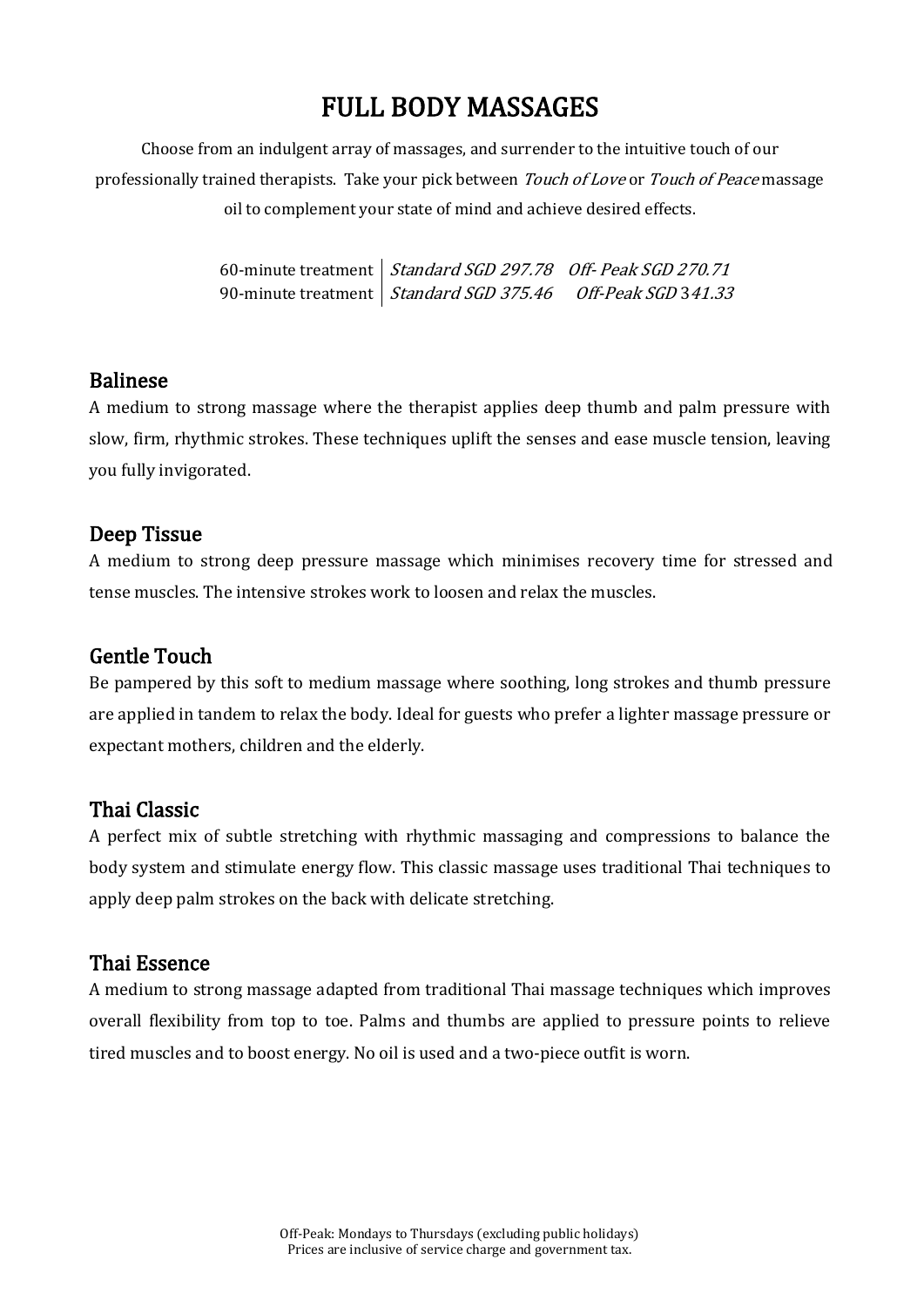# FULL BODY MASSAGES

Choose from an indulgent array of massages, and surrender to the intuitive touch of our professionally trained therapists. Take your pick between *Touch of Love* or *Touch of Peace* massage oil to complement your state of mind and achieve desired effects.

| | |
|---|---|
| 60-minute treatment | *Standard SGD 297.78 Off- Peak SGD 270.71* |
| 90-minute treatment | *Standard SGD 375.46 Off-Peak SGD 341.33* |

## Balinese

A medium to strong massage where the therapist applies deep thumb and palm pressure with slow, firm, rhythmic strokes. These techniques uplift the senses and ease muscle tension, leaving you fully invigorated.

## Deep Tissue

A medium to strong deep pressure massage which minimises recovery time for stressed and tense muscles. The intensive strokes work to loosen and relax the muscles.

## Gentle Touch

Be pampered by this soft to medium massage where soothing, long strokes and thumb pressure are applied in tandem to relax the body. Ideal for guests who prefer a lighter massage pressure or expectant mothers, children and the elderly.

## Thai Classic

A perfect mix of subtle stretching with rhythmic massaging and compressions to balance the body system and stimulate energy flow. This classic massage uses traditional Thai techniques to apply deep palm strokes on the back with delicate stretching.

## Thai Essence

A medium to strong massage adapted from traditional Thai massage techniques which improves overall flexibility from top to toe. Palms and thumbs are applied to pressure points to relieve tired muscles and to boost energy. No oil is used and a two-piece outfit is worn.

Off-Peak: Mondays to Thursdays (excluding public holidays)
Prices are inclusive of service charge and government tax.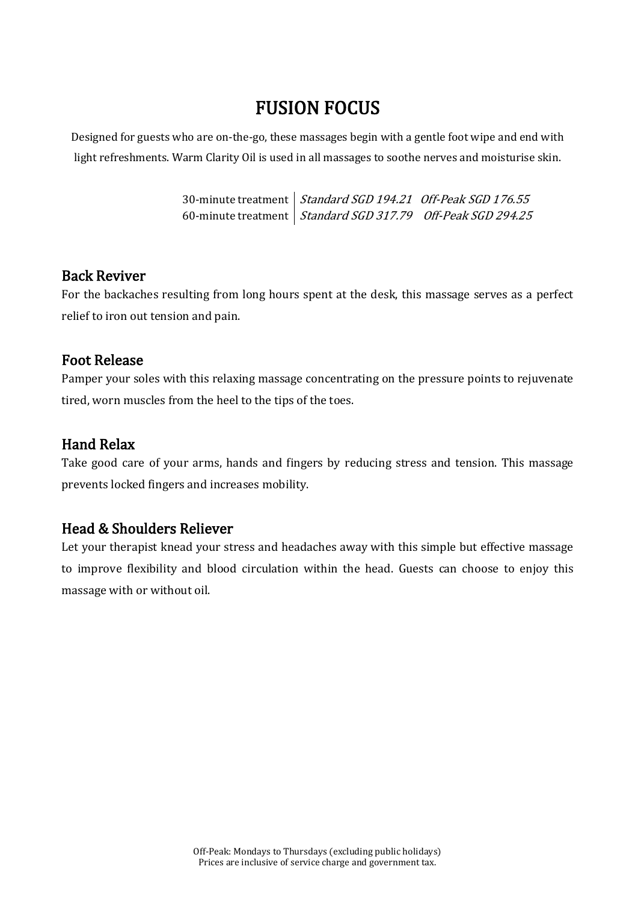# FUSION FOCUS

Designed for guests who are on-the-go, these massages begin with a gentle foot wipe and end with light refreshments. Warm Clarity Oil is used in all massages to soothe nerves and moisturise skin.

| | | |
|---|---|---|
| 30-minute treatment | *Standard SGD 194.21* | *Off-Peak SGD 176.55* |
| 60-minute treatment | *Standard SGD 317.79* | *Off-Peak SGD 294.25* |

### Back Reviver

For the backaches resulting from long hours spent at the desk, this massage serves as a perfect relief to iron out tension and pain.

### Foot Release

Pamper your soles with this relaxing massage concentrating on the pressure points to rejuvenate tired, worn muscles from the heel to the tips of the toes.

### Hand Relax

Take good care of your arms, hands and fingers by reducing stress and tension. This massage prevents locked fingers and increases mobility.

### Head & Shoulders Reliever

Let your therapist knead your stress and headaches away with this simple but effective massage to improve flexibility and blood circulation within the head. Guests can choose to enjoy this massage with or without oil.

Off-Peak: Mondays to Thursdays (excluding public holidays)
Prices are inclusive of service charge and government tax.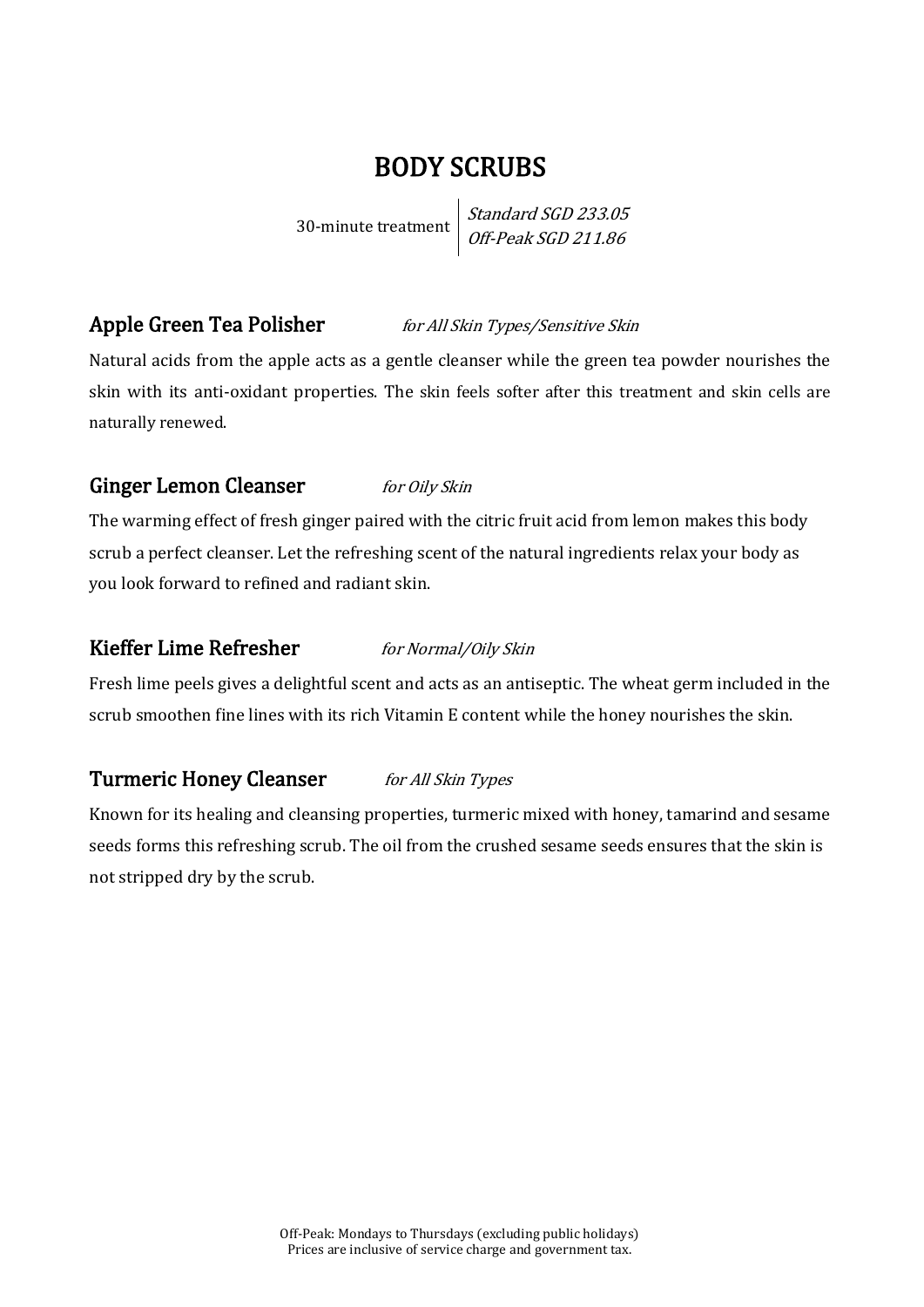# BODY SCRUBS

30-minute treatment | *Standard SGD 233.05*
*Off-Peak SGD 211.86*

### Apple Green Tea Polisher *for All Skin Types/Sensitive Skin*

Natural acids from the apple acts as a gentle cleanser while the green tea powder nourishes the skin with its anti-oxidant properties. The skin feels softer after this treatment and skin cells are naturally renewed.

### Ginger Lemon Cleanser *for Oily Skin*

The warming effect of fresh ginger paired with the citric fruit acid from lemon makes this body scrub a perfect cleanser. Let the refreshing scent of the natural ingredients relax your body as you look forward to refined and radiant skin.

### Kieffer Lime Refresher *for Normal/Oily Skin*

Fresh lime peels gives a delightful scent and acts as an antiseptic. The wheat germ included in the scrub smoothen fine lines with its rich Vitamin E content while the honey nourishes the skin.

### Turmeric Honey Cleanser *for All Skin Types*

Known for its healing and cleansing properties, turmeric mixed with honey, tamarind and sesame seeds forms this refreshing scrub. The oil from the crushed sesame seeds ensures that the skin is not stripped dry by the scrub.

Off-Peak: Mondays to Thursdays (excluding public holidays)
Prices are inclusive of service charge and government tax.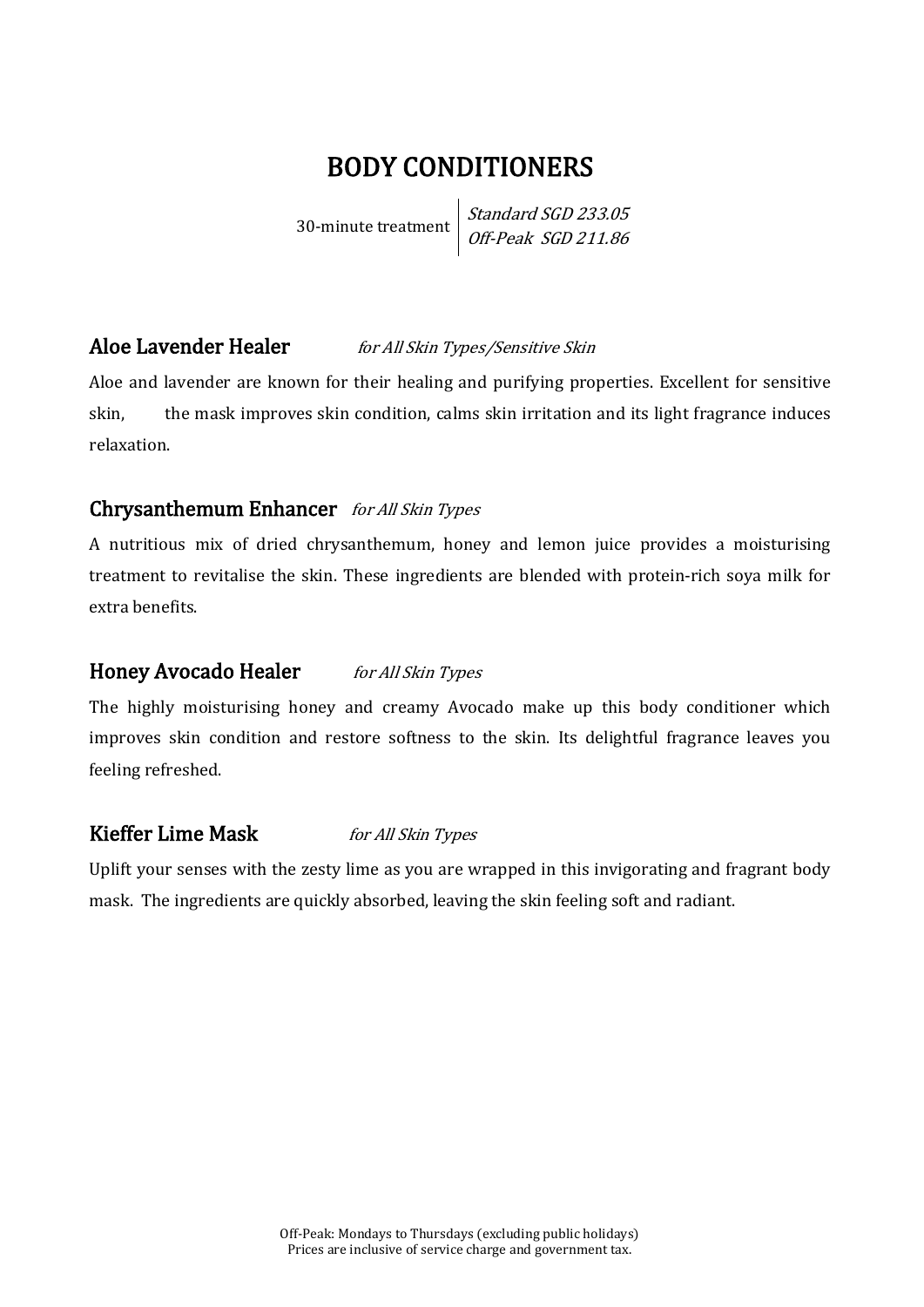# BODY CONDITIONERS

30-minute treatment | *Standard SGD 233.05*
*Off-Peak SGD 211.86*

## Aloe Lavender Healer *for All Skin Types/Sensitive Skin*

Aloe and lavender are known for their healing and purifying properties. Excellent for sensitive skin, the mask improves skin condition, calms skin irritation and its light fragrance induces relaxation.

## Chrysanthemum Enhancer *for All Skin Types*

A nutritious mix of dried chrysanthemum, honey and lemon juice provides a moisturising treatment to revitalise the skin. These ingredients are blended with protein-rich soya milk for extra benefits.

## Honey Avocado Healer *for All Skin Types*

The highly moisturising honey and creamy Avocado make up this body conditioner which improves skin condition and restore softness to the skin. Its delightful fragrance leaves you feeling refreshed.

## Kieffer Lime Mask *for All Skin Types*

Uplift your senses with the zesty lime as you are wrapped in this invigorating and fragrant body mask. The ingredients are quickly absorbed, leaving the skin feeling soft and radiant.

Off-Peak: Mondays to Thursdays (excluding public holidays)
Prices are inclusive of service charge and government tax.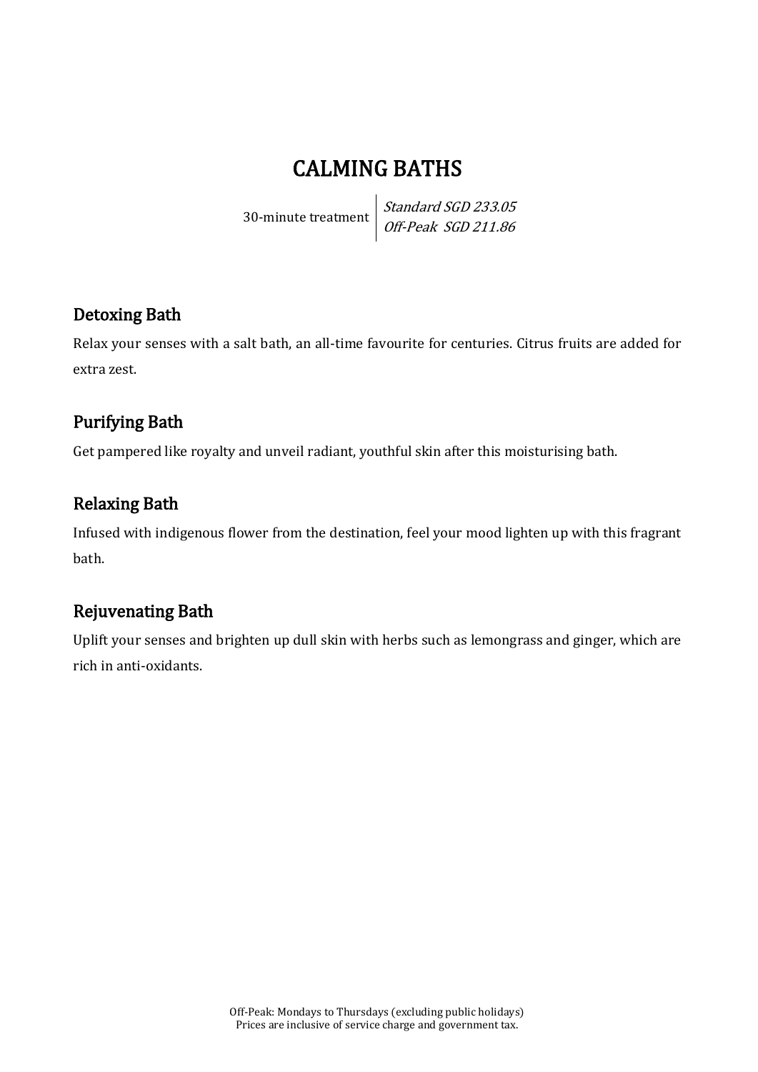# CALMING BATHS

30-minute treatment | *Standard SGD 233.05*
*Off-Peak SGD 211.86*

## Detoxing Bath

Relax your senses with a salt bath, an all-time favourite for centuries. Citrus fruits are added for extra zest.

## Purifying Bath

Get pampered like royalty and unveil radiant, youthful skin after this moisturising bath.

## Relaxing Bath

Infused with indigenous flower from the destination, feel your mood lighten up with this fragrant bath.

## Rejuvenating Bath

Uplift your senses and brighten up dull skin with herbs such as lemongrass and ginger, which are rich in anti-oxidants.

Off-Peak: Mondays to Thursdays (excluding public holidays)
Prices are inclusive of service charge and government tax.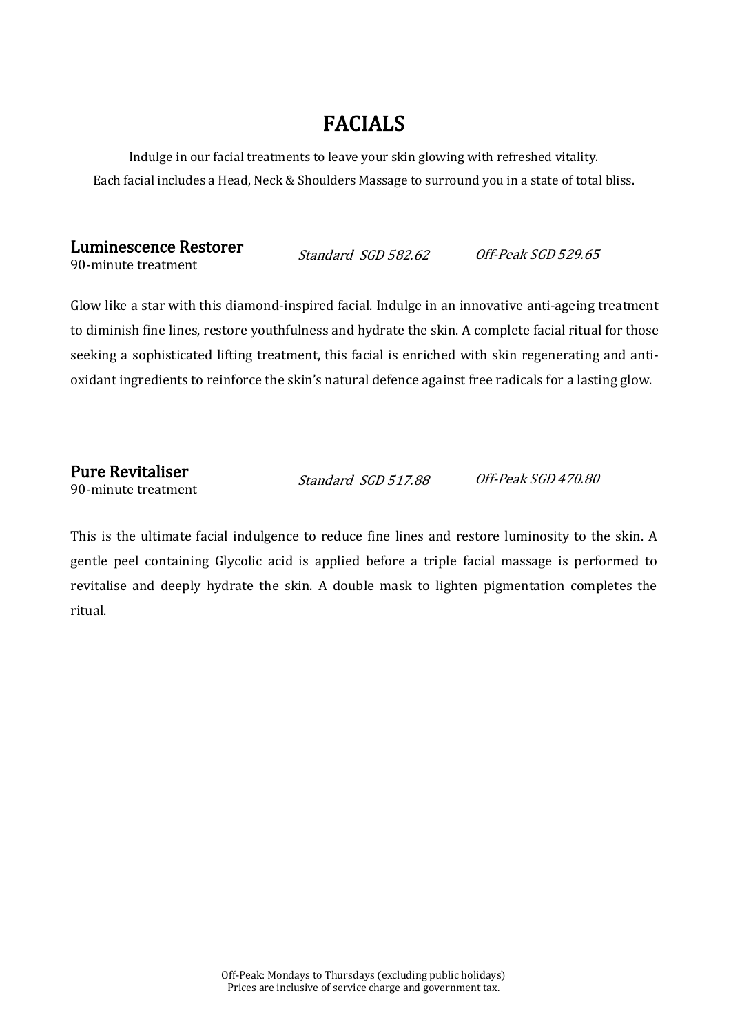# FACIALS

Indulge in our facial treatments to leave your skin glowing with refreshed vitality.
Each facial includes a Head, Neck & Shoulders Massage to surround you in a state of total bliss.

## Luminescence Restorer

90-minute treatment

*Standard SGD 582.62* *Off-Peak SGD 529.65*

Glow like a star with this diamond-inspired facial. Indulge in an innovative anti-ageing treatment to diminish fine lines, restore youthfulness and hydrate the skin. A complete facial ritual for those seeking a sophisticated lifting treatment, this facial is enriched with skin regenerating and anti-oxidant ingredients to reinforce the skin's natural defence against free radicals for a lasting glow.

## Pure Revitaliser

90-minute treatment

*Standard SGD 517.88* *Off-Peak SGD 470.80*

This is the ultimate facial indulgence to reduce fine lines and restore luminosity to the skin. A gentle peel containing Glycolic acid is applied before a triple facial massage is performed to revitalise and deeply hydrate the skin. A double mask to lighten pigmentation completes the ritual.

Off-Peak: Mondays to Thursdays (excluding public holidays)
Prices are inclusive of service charge and government tax.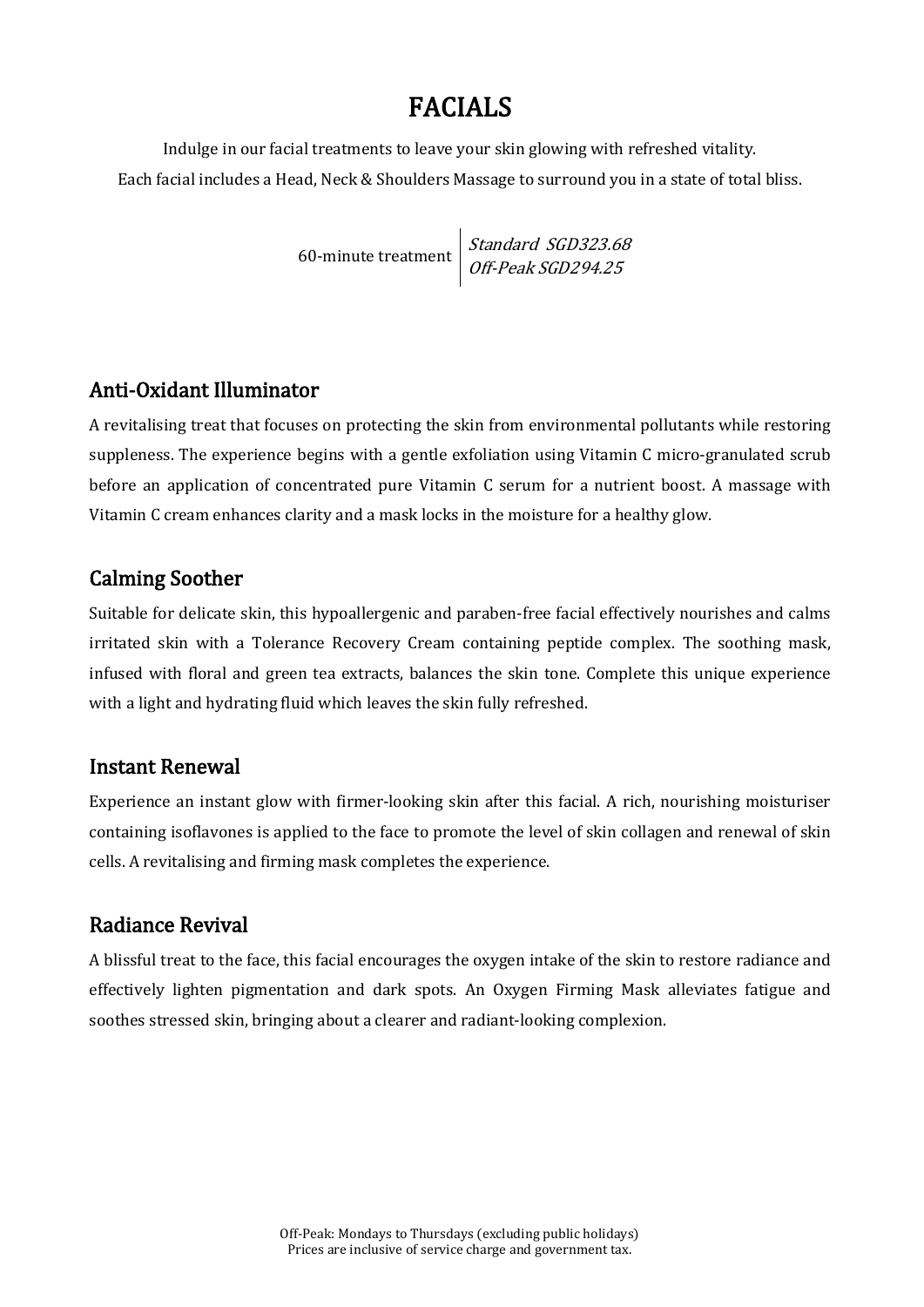# FACIALS

Indulge in our facial treatments to leave your skin glowing with refreshed vitality.
Each facial includes a Head, Neck & Shoulders Massage to surround you in a state of total bliss.

| 60-minute treatment | *Standard SGD323.68*<br>*Off-Peak SGD294.25* |
|---|---|

## Anti-Oxidant Illuminator

A revitalising treat that focuses on protecting the skin from environmental pollutants while restoring suppleness. The experience begins with a gentle exfoliation using Vitamin C micro-granulated scrub before an application of concentrated pure Vitamin C serum for a nutrient boost. A massage with Vitamin C cream enhances clarity and a mask locks in the moisture for a healthy glow.

## Calming Soother

Suitable for delicate skin, this hypoallergenic and paraben-free facial effectively nourishes and calms irritated skin with a Tolerance Recovery Cream containing peptide complex. The soothing mask, infused with floral and green tea extracts, balances the skin tone. Complete this unique experience with a light and hydrating fluid which leaves the skin fully refreshed.

## Instant Renewal

Experience an instant glow with firmer-looking skin after this facial. A rich, nourishing moisturiser containing isoflavones is applied to the face to promote the level of skin collagen and renewal of skin cells. A revitalising and firming mask completes the experience.

## Radiance Revival

A blissful treat to the face, this facial encourages the oxygen intake of the skin to restore radiance and effectively lighten pigmentation and dark spots. An Oxygen Firming Mask alleviates fatigue and soothes stressed skin, bringing about a clearer and radiant-looking complexion.

Off-Peak: Mondays to Thursdays (excluding public holidays)
Prices are inclusive of service charge and government tax.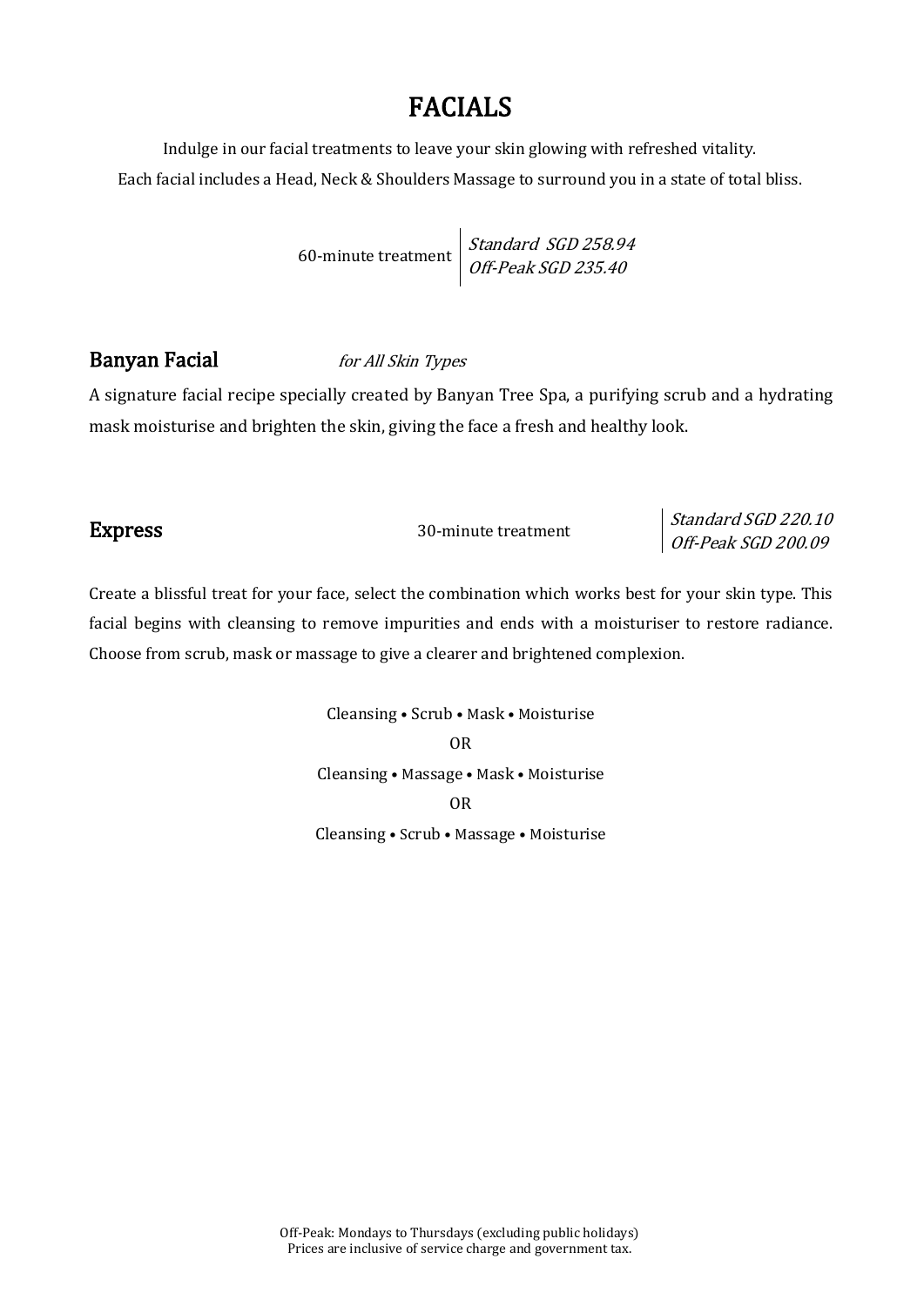# FACIALS

Indulge in our facial treatments to leave your skin glowing with refreshed vitality.
Each facial includes a Head, Neck & Shoulders Massage to surround you in a state of total bliss.

60-minute treatment | *Standard SGD 258.94*
*Off-Peak SGD 235.40*

## Banyan Facial *for All Skin Types*

A signature facial recipe specially created by Banyan Tree Spa, a purifying scrub and a hydrating mask moisturise and brighten the skin, giving the face a fresh and healthy look.

## Express

30-minute treatment | *Standard SGD 220.10*
*Off-Peak SGD 200.09*

Create a blissful treat for your face, select the combination which works best for your skin type. This facial begins with cleansing to remove impurities and ends with a moisturiser to restore radiance. Choose from scrub, mask or massage to give a clearer and brightened complexion.

Cleansing • Scrub • Mask • Moisturise

OR

Cleansing • Massage • Mask • Moisturise

OR

Cleansing • Scrub • Massage • Moisturise

Off-Peak: Mondays to Thursdays (excluding public holidays)
Prices are inclusive of service charge and government tax.